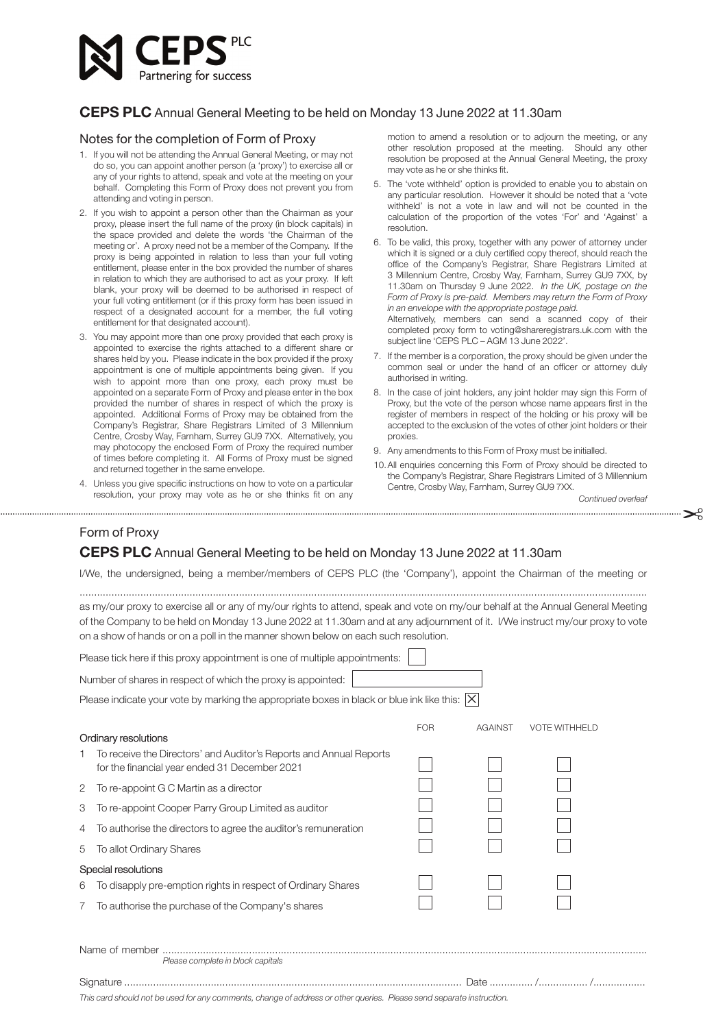CEPS PLC
Partnering for success

## CEPS PLC Annual General Meeting to be held on Monday 13 June 2022 at 11.30am

### Notes for the completion of Form of Proxy

1. If you will not be attending the Annual General Meeting, or may not do so, you can appoint another person (a 'proxy') to exercise all or any of your rights to attend, speak and vote at the meeting on your behalf. Completing this Form of Proxy does not prevent you from attending and voting in person.
2. If you wish to appoint a person other than the Chairman as your proxy, please insert the full name of the proxy (in block capitals) in the space provided and delete the words 'the Chairman of the meeting or'. A proxy need not be a member of the Company. If the proxy is being appointed in relation to less than your full voting entitlement, please enter in the box provided the number of shares in relation to which they are authorised to act as your proxy. If left blank, your proxy will be deemed to be authorised in respect of your full voting entitlement (or if this proxy form has been issued in respect of a designated account for a member, the full voting entitlement for that designated account).
3. You may appoint more than one proxy provided that each proxy is appointed to exercise the rights attached to a different share or shares held by you. Please indicate in the box provided if the proxy appointment is one of multiple appointments being given. If you wish to appoint more than one proxy, each proxy must be appointed on a separate Form of Proxy and please enter in the box provided the number of shares in respect of which the proxy is appointed. Additional Forms of Proxy may be obtained from the Company's Registrar, Share Registrars Limited of 3 Millennium Centre, Crosby Way, Farnham, Surrey GU9 7XX. Alternatively, you may photocopy the enclosed Form of Proxy the required number of times before completing it. All Forms of Proxy must be signed and returned together in the same envelope.
4. Unless you give specific instructions on how to vote on a particular resolution, your proxy may vote as he or she thinks fit on any motion to amend a resolution or to adjourn the meeting, or any other resolution proposed at the meeting. Should any other resolution be proposed at the Annual General Meeting, the proxy may vote as he or she thinks fit.
5. The 'vote withheld' option is provided to enable you to abstain on any particular resolution. However it should be noted that a 'vote withheld' is not a vote in law and will not be counted in the calculation of the proportion of the votes 'For' and 'Against' a resolution.
6. To be valid, this proxy, together with any power of attorney under which it is signed or a duly certified copy thereof, should reach the office of the Company's Registrar, Share Registrars Limited at 3 Millennium Centre, Crosby Way, Farnham, Surrey GU9 7XX, by 11.30am on Thursday 9 June 2022. *In the UK, postage on the Form of Proxy is pre-paid. Members may return the Form of Proxy in an envelope with the appropriate postage paid.*
   Alternatively, members can send a scanned copy of their completed proxy form to voting@shareregistrars.uk.com with the subject line 'CEPS PLC – AGM 13 June 2022'.
7. If the member is a corporation, the proxy should be given under the common seal or under the hand of an officer or attorney duly authorised in writing.
8. In the case of joint holders, any joint holder may sign this Form of Proxy, but the vote of the person whose name appears first in the register of members in respect of the holding or his proxy will be accepted to the exclusion of the votes of other joint holders or their proxies.
9. Any amendments to this Form of Proxy must be initialled.
10. All enquiries concerning this Form of Proxy should be directed to the Company's Registrar, Share Registrars Limited of 3 Millennium Centre, Crosby Way, Farnham, Surrey GU9 7XX.

*Continued overleaf*

---

### Form of Proxy

## CEPS PLC Annual General Meeting to be held on Monday 13 June 2022 at 11.30am

I/We, the undersigned, being a member/members of CEPS PLC (the 'Company'), appoint the Chairman of the meeting or

........................................................................................................................................................................................

as my/our proxy to exercise all or any of my/our rights to attend, speak and vote on my/our behalf at the Annual General Meeting of the Company to be held on Monday 13 June 2022 at 11.30am and at any adjournment of it. I/We instruct my/our proxy to vote on a show of hands or on a poll in the manner shown below on each such resolution.

Please tick here if this proxy appointment is one of multiple appointments: ☐

Number of shares in respect of which the proxy is appointed: ☐

Please indicate your vote by marking the appropriate boxes in black or blue ink like this: ☒

| | | FOR | AGAINST | VOTE WITHHELD |
|---|---|---|---|---|
| **Ordinary resolutions** | | | | |
| 1 | To receive the Directors' and Auditor's Reports and Annual Reports for the financial year ended 31 December 2021 | ☐ | ☐ | ☐ |
| 2 | To re-appoint G C Martin as a director | ☐ | ☐ | ☐ |
| 3 | To re-appoint Cooper Parry Group Limited as auditor | ☐ | ☐ | ☐ |
| 4 | To authorise the directors to agree the auditor's remuneration | ☐ | ☐ | ☐ |
| 5 | To allot Ordinary Shares | ☐ | ☐ | ☐ |
| **Special resolutions** | | | | |
| 6 | To disapply pre-emption rights in respect of Ordinary Shares | ☐ | ☐ | ☐ |
| 7 | To authorise the purchase of the Company's shares | ☐ | ☐ | ☐ |

Name of member ........................................................................................................................................................
*Please complete in block capitals*

Signature ........................................................................................................ Date ............... /................. /..................

*This card should not be used for any comments, change of address or other queries. Please send separate instruction.*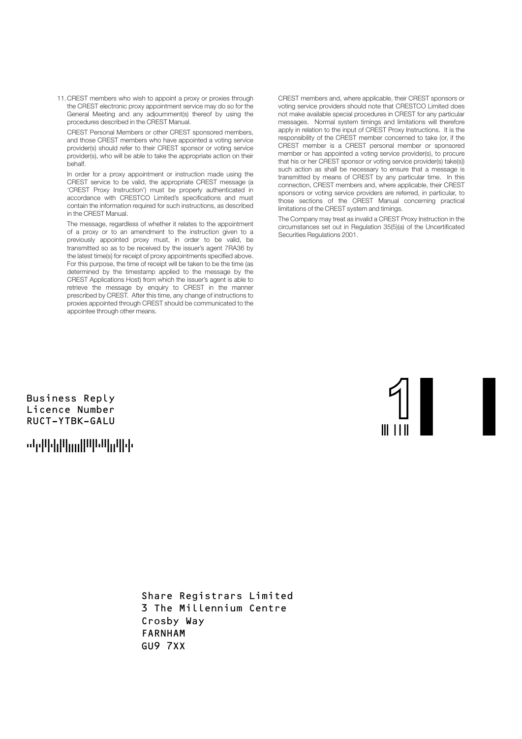11. CREST members who wish to appoint a proxy or proxies through the CREST electronic proxy appointment service may do so for the General Meeting and any adjournment(s) thereof by using the procedures described in the CREST Manual.

    CREST Personal Members or other CREST sponsored members, and those CREST members who have appointed a voting service provider(s) should refer to their CREST sponsor or voting service provider(s), who will be able to take the appropriate action on their behalf.

    In order for a proxy appointment or instruction made using the CREST service to be valid, the appropriate CREST message (a 'CREST Proxy Instruction') must be properly authenticated in accordance with CRESTCO Limited's specifications and must contain the information required for such instructions, as described in the CREST Manual.

    The message, regardless of whether it relates to the appointment of a proxy or to an amendment to the instruction given to a previously appointed proxy must, in order to be valid, be transmitted so as to be received by the issuer's agent 7RA36 by the latest time(s) for receipt of proxy appointments specified above. For this purpose, the time of receipt will be taken to be the time (as determined by the timestamp applied to the message by the CREST Applications Host) from which the issuer's agent is able to retrieve the message by enquiry to CREST in the manner prescribed by CREST. After this time, any change of instructions to proxies appointed through CREST should be communicated to the appointee through other means.

    CREST members and, where applicable, their CREST sponsors or voting service providers should note that CRESTCO Limited does not make available special procedures in CREST for any particular messages. Normal system timings and limitations will therefore apply in relation to the input of CREST Proxy Instructions. It is the responsibility of the CREST member concerned to take (or, if the CREST member is a CREST personal member or sponsored member or has appointed a voting service provider(s), to procure that his or her CREST sponsor or voting service provider(s) take(s)) such action as shall be necessary to ensure that a message is transmitted by means of CREST by any particular time. In this connection, CREST members and, where applicable, their CREST sponsors or voting service providers are referred, in particular, to those sections of the CREST Manual concerning practical limitations of the CREST system and timings.

    The Company may treat as invalid a CREST Proxy Instruction in the circumstances set out in Regulation 35(5)(a) of the Uncertificated Securities Regulations 2001.

Business Reply
Licence Number
RUCT-YTBK-GALU

1

Share Registrars Limited
3 The Millennium Centre
Crosby Way
FARNHAM
GU9 7XX